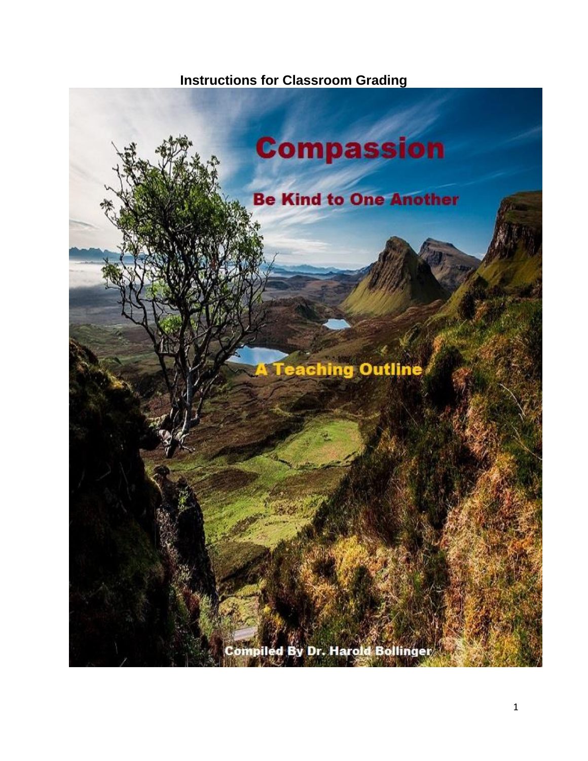**Instructions for Classroom Grading**

# Compassion

## Be Kind to One Another

### A Teaching Outline

Compiled By Dr. Harold Bollinger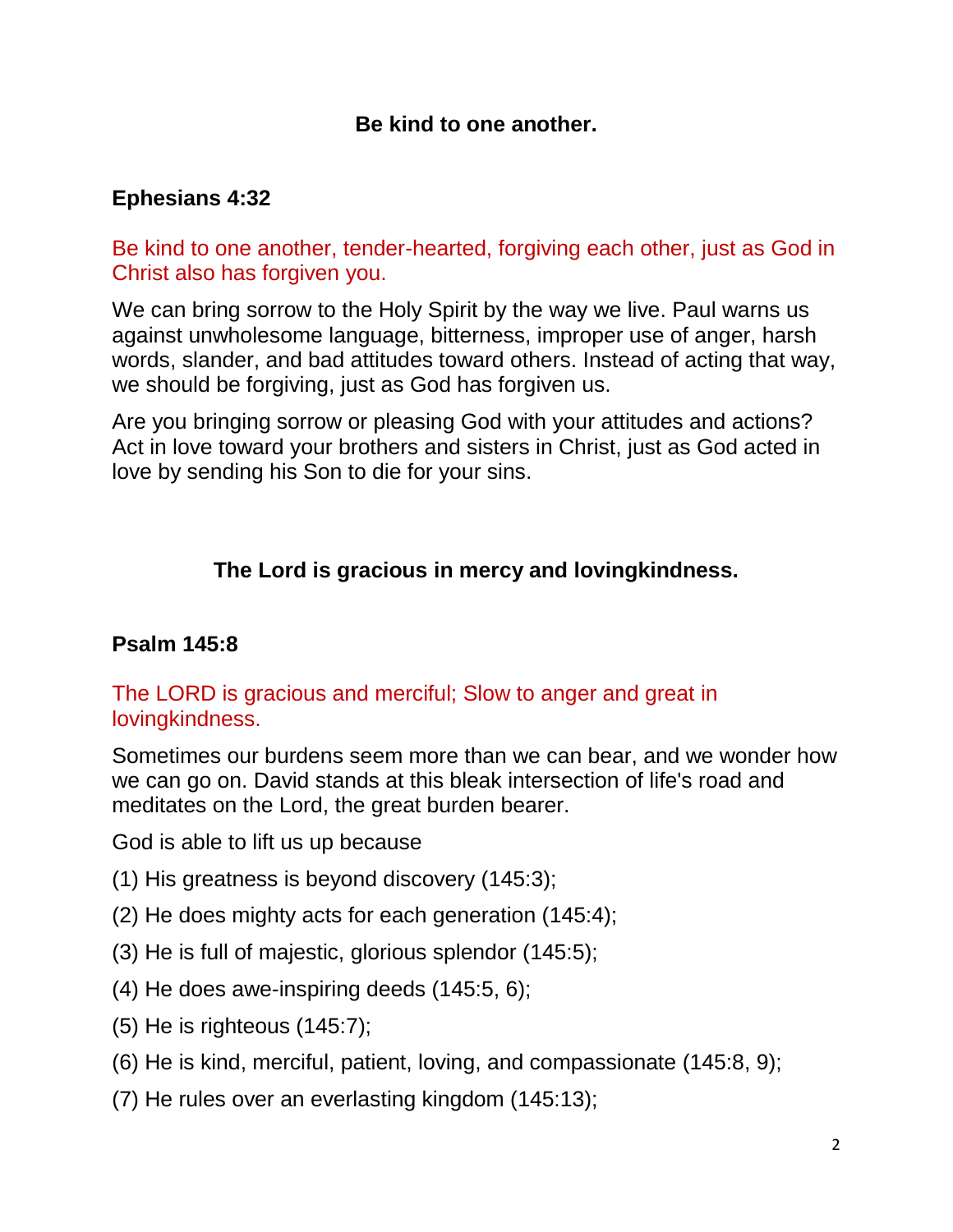## Be kind to one another.

### Ephesians 4:32

Be kind to one another, tender-hearted, forgiving each other, just as God in Christ also has forgiven you.

We can bring sorrow to the Holy Spirit by the way we live. Paul warns us against unwholesome language, bitterness, improper use of anger, harsh words, slander, and bad attitudes toward others. Instead of acting that way, we should be forgiving, just as God has forgiven us.

Are you bringing sorrow or pleasing God with your attitudes and actions? Act in love toward your brothers and sisters in Christ, just as God acted in love by sending his Son to die for your sins.

## The Lord is gracious in mercy and lovingkindness.

### Psalm 145:8

The LORD is gracious and merciful; Slow to anger and great in lovingkindness.

Sometimes our burdens seem more than we can bear, and we wonder how we can go on. David stands at this bleak intersection of life's road and meditates on the Lord, the great burden bearer.

God is able to lift us up because

(1) His greatness is beyond discovery (145:3);

(2) He does mighty acts for each generation (145:4);

(3) He is full of majestic, glorious splendor (145:5);

(4) He does awe-inspiring deeds (145:5, 6);

(5) He is righteous (145:7);

(6) He is kind, merciful, patient, loving, and compassionate (145:8, 9);

(7) He rules over an everlasting kingdom (145:13);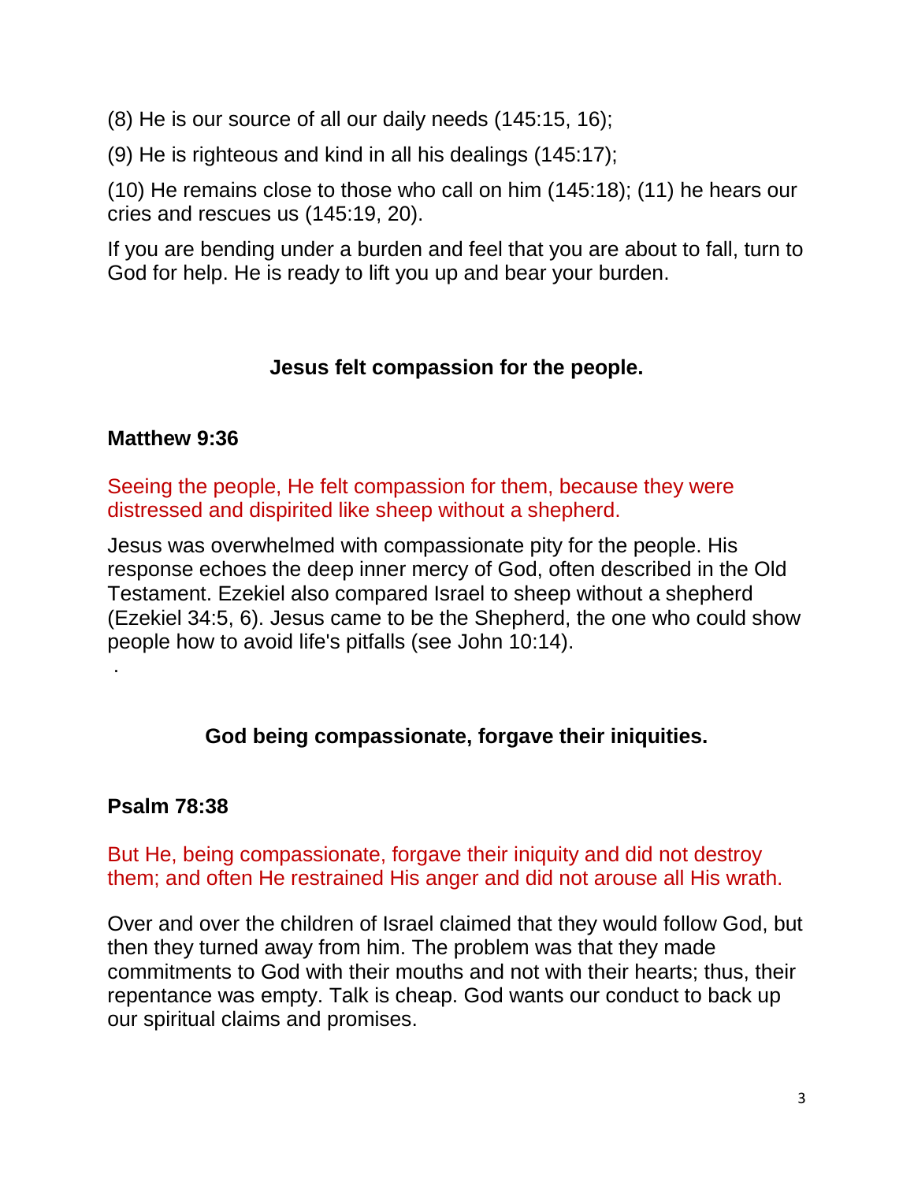(8) He is our source of all our daily needs (145:15, 16);

(9) He is righteous and kind in all his dealings (145:17);

(10) He remains close to those who call on him (145:18); (11) he hears our cries and rescues us (145:19, 20).

If you are bending under a burden and feel that you are about to fall, turn to God for help. He is ready to lift you up and bear your burden.

## Jesus felt compassion for the people.

**Matthew 9:36**

Seeing the people, He felt compassion for them, because they were distressed and dispirited like sheep without a shepherd.

Jesus was overwhelmed with compassionate pity for the people. His response echoes the deep inner mercy of God, often described in the Old Testament. Ezekiel also compared Israel to sheep without a shepherd (Ezekiel 34:5, 6). Jesus came to be the Shepherd, the one who could show people how to avoid life's pitfalls (see John 10:14).

.

## God being compassionate, forgave their iniquities.

**Psalm 78:38**

But He, being compassionate, forgave their iniquity and did not destroy them; and often He restrained His anger and did not arouse all His wrath.

Over and over the children of Israel claimed that they would follow God, but then they turned away from him. The problem was that they made commitments to God with their mouths and not with their hearts; thus, their repentance was empty. Talk is cheap. God wants our conduct to back up our spiritual claims and promises.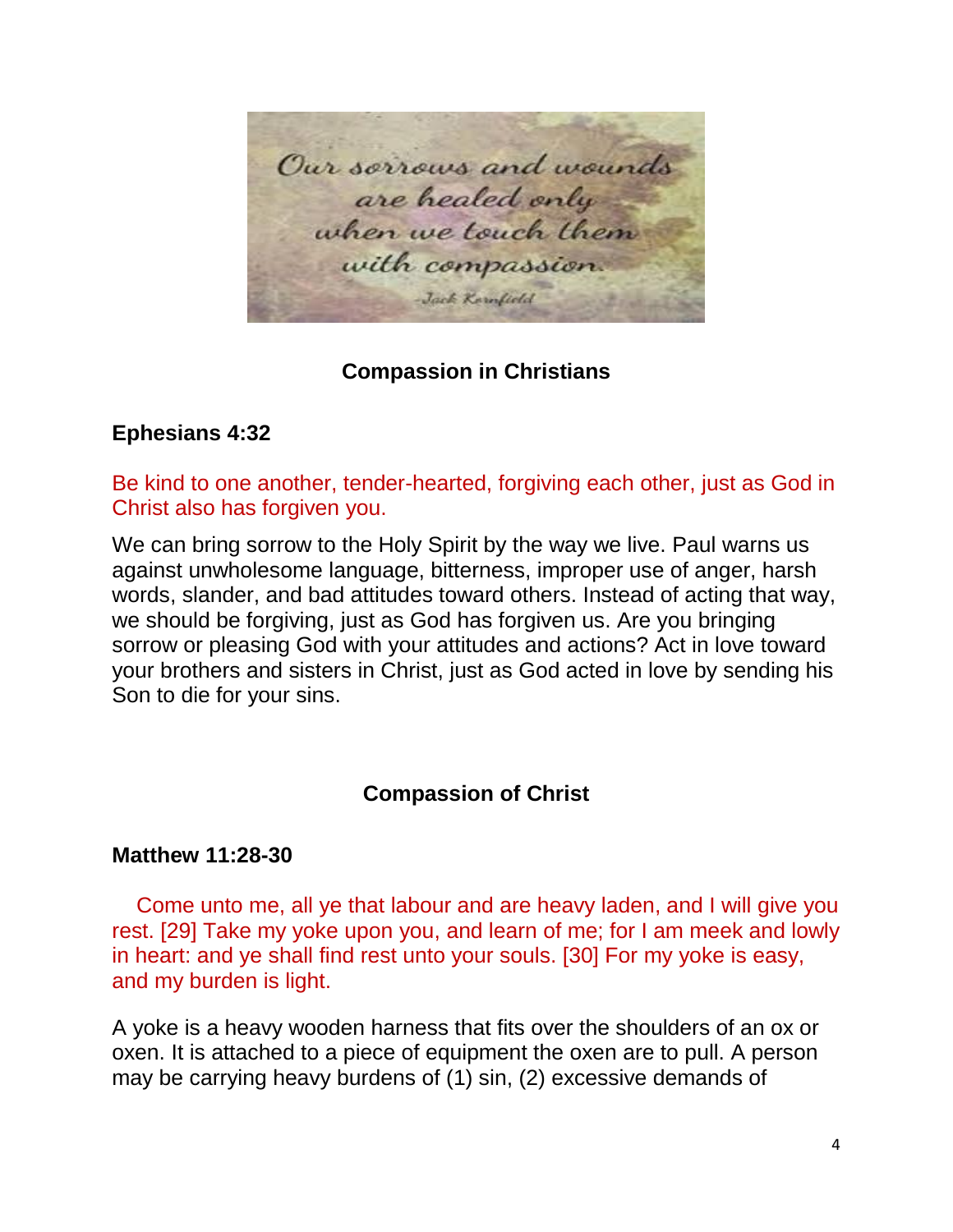*Our sorrows and wounds are healed only when we touch them with compassion.*

*-Jack Kornfield*

## Compassion in Christians

### Ephesians 4:32

Be kind to one another, tender-hearted, forgiving each other, just as God in Christ also has forgiven you.

We can bring sorrow to the Holy Spirit by the way we live. Paul warns us against unwholesome language, bitterness, improper use of anger, harsh words, slander, and bad attitudes toward others. Instead of acting that way, we should be forgiving, just as God has forgiven us. Are you bringing sorrow or pleasing God with your attitudes and actions? Act in love toward your brothers and sisters in Christ, just as God acted in love by sending his Son to die for your sins.

## Compassion of Christ

### Matthew 11:28-30

Come unto me, all ye that labour and are heavy laden, and I will give you rest. [29] Take my yoke upon you, and learn of me; for I am meek and lowly in heart: and ye shall find rest unto your souls. [30] For my yoke is easy, and my burden is light.

A yoke is a heavy wooden harness that fits over the shoulders of an ox or oxen. It is attached to a piece of equipment the oxen are to pull. A person may be carrying heavy burdens of (1) sin, (2) excessive demands of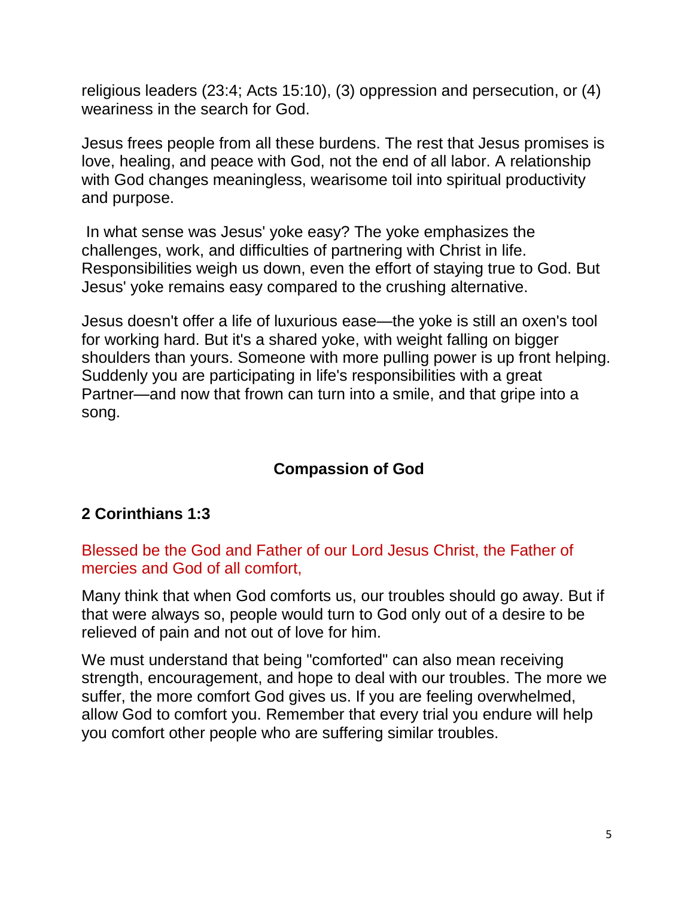religious leaders (23:4; Acts 15:10), (3) oppression and persecution, or (4) weariness in the search for God.

Jesus frees people from all these burdens. The rest that Jesus promises is love, healing, and peace with God, not the end of all labor. A relationship with God changes meaningless, wearisome toil into spiritual productivity and purpose.

In what sense was Jesus' yoke easy? The yoke emphasizes the challenges, work, and difficulties of partnering with Christ in life. Responsibilities weigh us down, even the effort of staying true to God. But Jesus' yoke remains easy compared to the crushing alternative.

Jesus doesn't offer a life of luxurious ease—the yoke is still an oxen's tool for working hard. But it's a shared yoke, with weight falling on bigger shoulders than yours. Someone with more pulling power is up front helping. Suddenly you are participating in life's responsibilities with a great Partner—and now that frown can turn into a smile, and that gripe into a song.

## Compassion of God

### 2 Corinthians 1:3

Blessed be the God and Father of our Lord Jesus Christ, the Father of mercies and God of all comfort,

Many think that when God comforts us, our troubles should go away. But if that were always so, people would turn to God only out of a desire to be relieved of pain and not out of love for him.

We must understand that being "comforted" can also mean receiving strength, encouragement, and hope to deal with our troubles. The more we suffer, the more comfort God gives us. If you are feeling overwhelmed, allow God to comfort you. Remember that every trial you endure will help you comfort other people who are suffering similar troubles.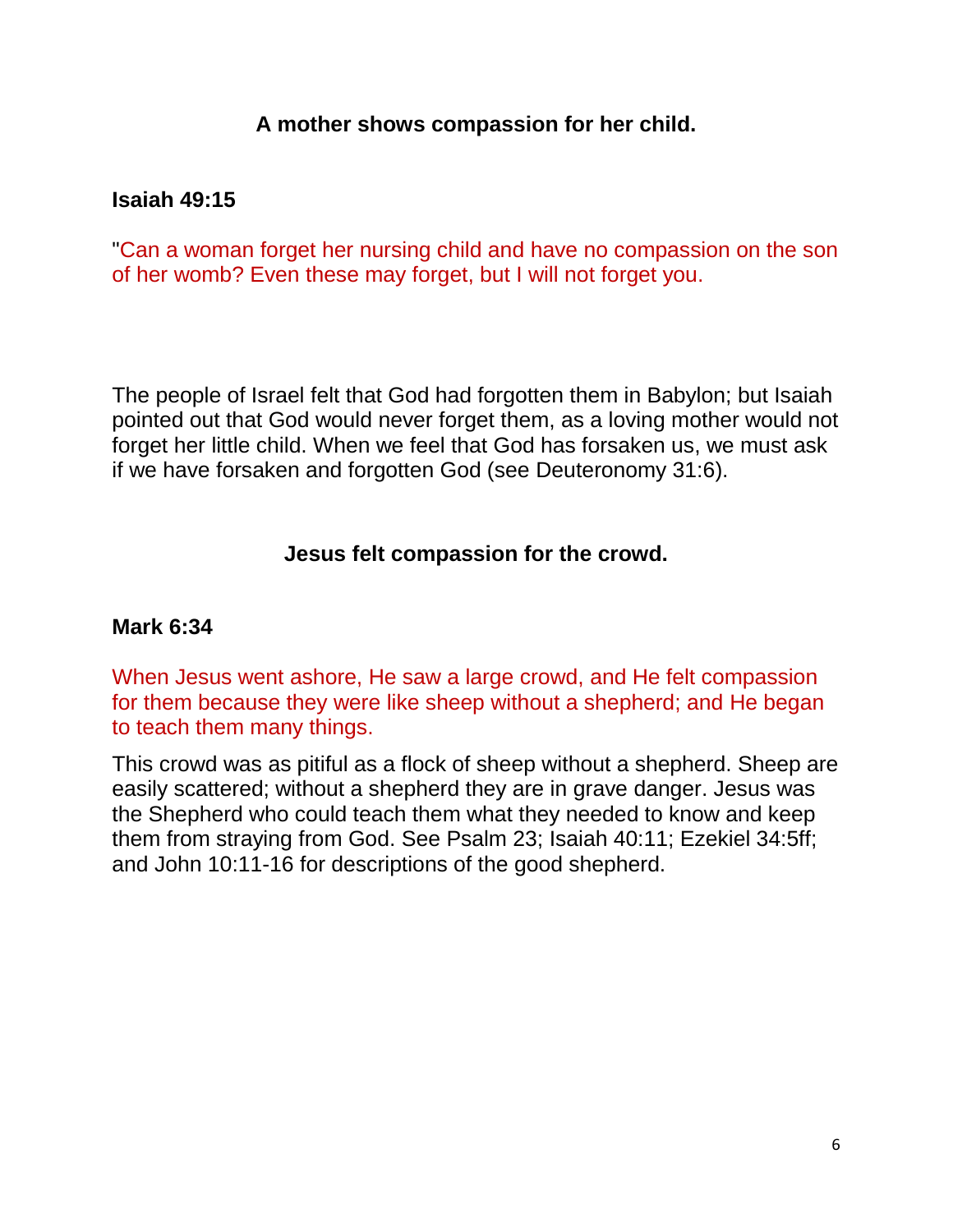**A mother shows compassion for her child.**

**Isaiah 49:15**

"Can a woman forget her nursing child and have no compassion on the son of her womb? Even these may forget, but I will not forget you.

The people of Israel felt that God had forgotten them in Babylon; but Isaiah pointed out that God would never forget them, as a loving mother would not forget her little child. When we feel that God has forsaken us, we must ask if we have forsaken and forgotten God (see Deuteronomy 31:6).

**Jesus felt compassion for the crowd.**

**Mark 6:34**

When Jesus went ashore, He saw a large crowd, and He felt compassion for them because they were like sheep without a shepherd; and He began to teach them many things.

This crowd was as pitiful as a flock of sheep without a shepherd. Sheep are easily scattered; without a shepherd they are in grave danger. Jesus was the Shepherd who could teach them what they needed to know and keep them from straying from God. See Psalm 23; Isaiah 40:11; Ezekiel 34:5ff; and John 10:11-16 for descriptions of the good shepherd.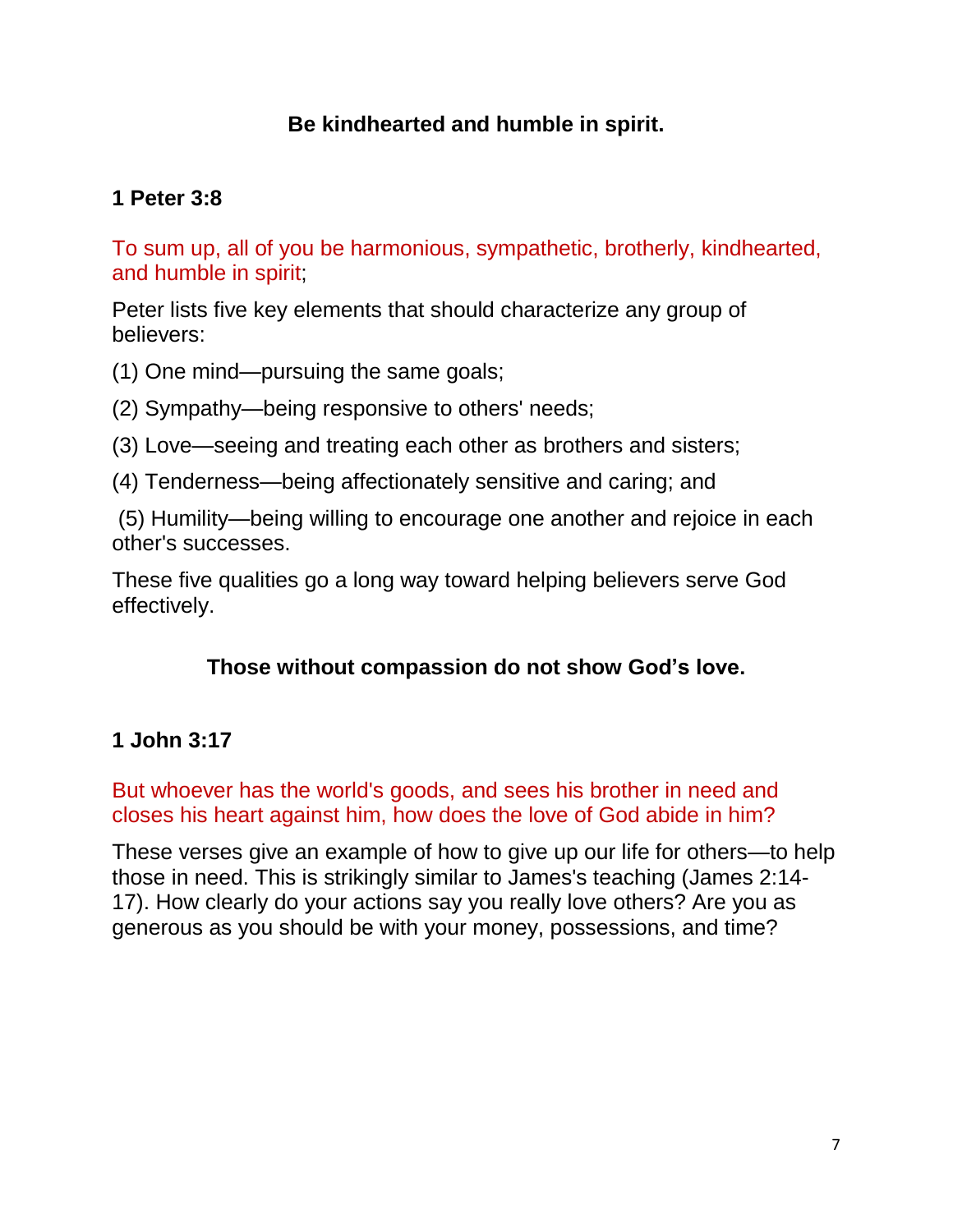## Be kindhearted and humble in spirit.

### 1 Peter 3:8

To sum up, all of you be harmonious, sympathetic, brotherly, kindhearted, and humble in spirit;

Peter lists five key elements that should characterize any group of believers:

(1) One mind—pursuing the same goals;

(2) Sympathy—being responsive to others' needs;

(3) Love—seeing and treating each other as brothers and sisters;

(4) Tenderness—being affectionately sensitive and caring; and

(5) Humility—being willing to encourage one another and rejoice in each other's successes.

These five qualities go a long way toward helping believers serve God effectively.

## Those without compassion do not show God's love.

### 1 John 3:17

But whoever has the world's goods, and sees his brother in need and closes his heart against him, how does the love of God abide in him?

These verses give an example of how to give up our life for others—to help those in need. This is strikingly similar to James's teaching (James 2:14-17). How clearly do your actions say you really love others? Are you as generous as you should be with your money, possessions, and time?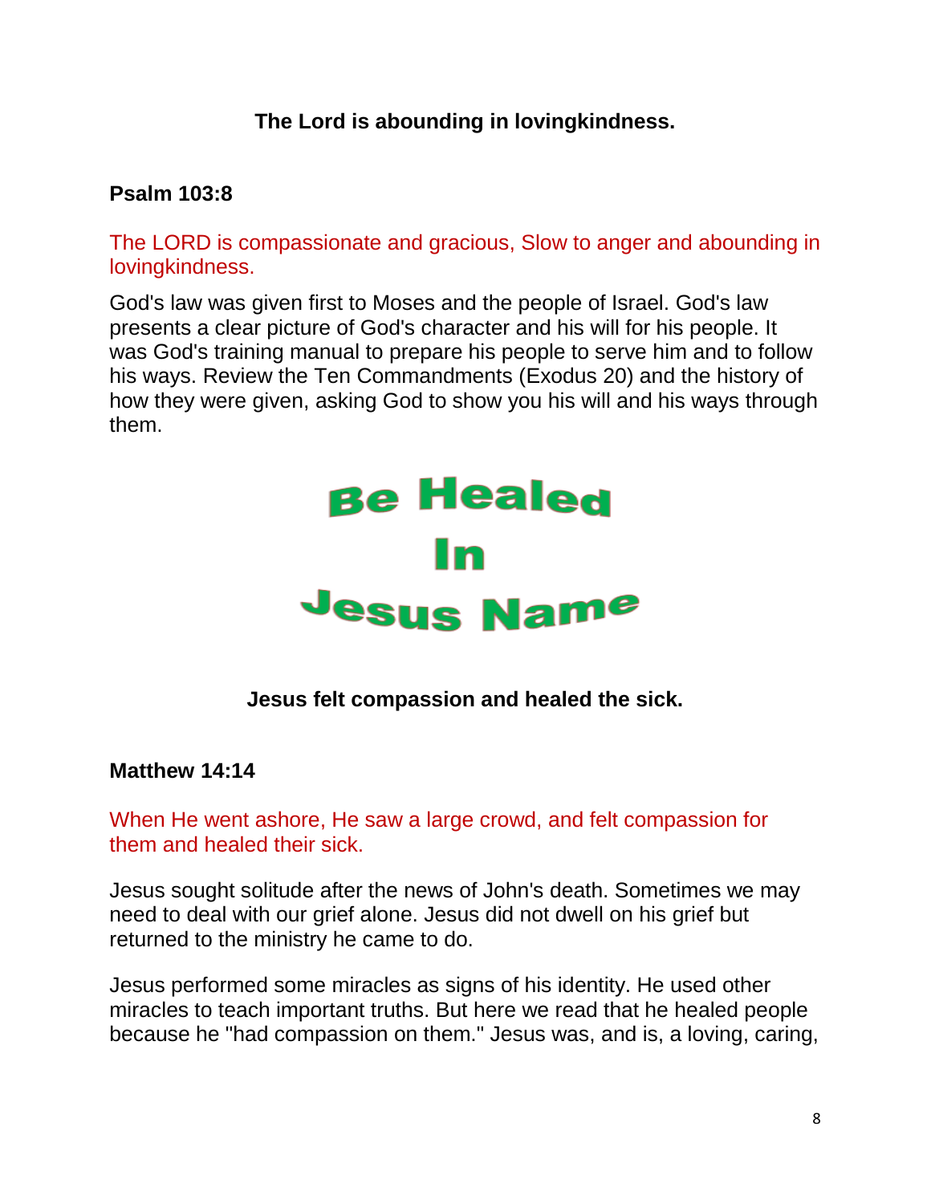**The Lord is abounding in lovingkindness.**

**Psalm 103:8**

The LORD is compassionate and gracious, Slow to anger and abounding in lovingkindness.

God's law was given first to Moses and the people of Israel. God's law presents a clear picture of God's character and his will for his people. It was God's training manual to prepare his people to serve him and to follow his ways. Review the Ten Commandments (Exodus 20) and the history of how they were given, asking God to show you his will and his ways through them.

**Be Healed In Jesus Name**

**Jesus felt compassion and healed the sick.**

**Matthew 14:14**

When He went ashore, He saw a large crowd, and felt compassion for them and healed their sick.

Jesus sought solitude after the news of John's death. Sometimes we may need to deal with our grief alone. Jesus did not dwell on his grief but returned to the ministry he came to do.

Jesus performed some miracles as signs of his identity. He used other miracles to teach important truths. But here we read that he healed people because he "had compassion on them." Jesus was, and is, a loving, caring,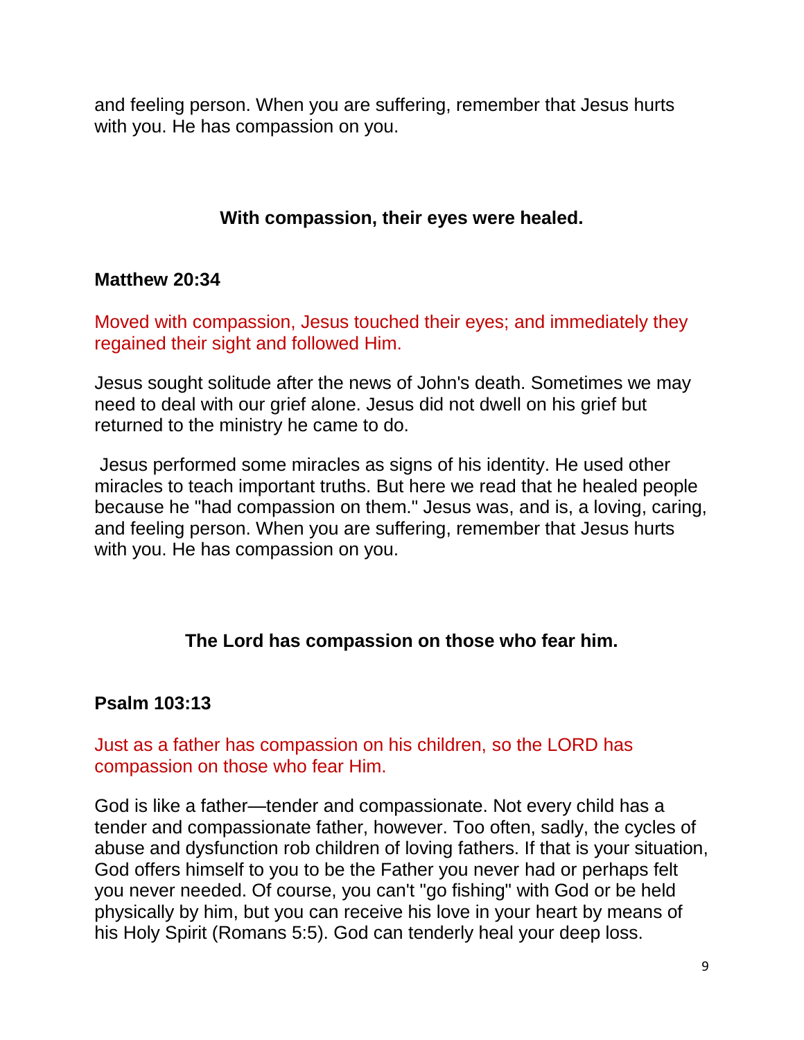and feeling person. When you are suffering, remember that Jesus hurts with you. He has compassion on you.

**With compassion, their eyes were healed.**

**Matthew 20:34**

Moved with compassion, Jesus touched their eyes; and immediately they regained their sight and followed Him.

Jesus sought solitude after the news of John's death. Sometimes we may need to deal with our grief alone. Jesus did not dwell on his grief but returned to the ministry he came to do.

Jesus performed some miracles as signs of his identity. He used other miracles to teach important truths. But here we read that he healed people because he "had compassion on them." Jesus was, and is, a loving, caring, and feeling person. When you are suffering, remember that Jesus hurts with you. He has compassion on you.

**The Lord has compassion on those who fear him.**

**Psalm 103:13**

Just as a father has compassion on his children, so the LORD has compassion on those who fear Him.

God is like a father—tender and compassionate. Not every child has a tender and compassionate father, however. Too often, sadly, the cycles of abuse and dysfunction rob children of loving fathers. If that is your situation, God offers himself to you to be the Father you never had or perhaps felt you never needed. Of course, you can't "go fishing" with God or be held physically by him, but you can receive his love in your heart by means of his Holy Spirit (Romans 5:5). God can tenderly heal your deep loss.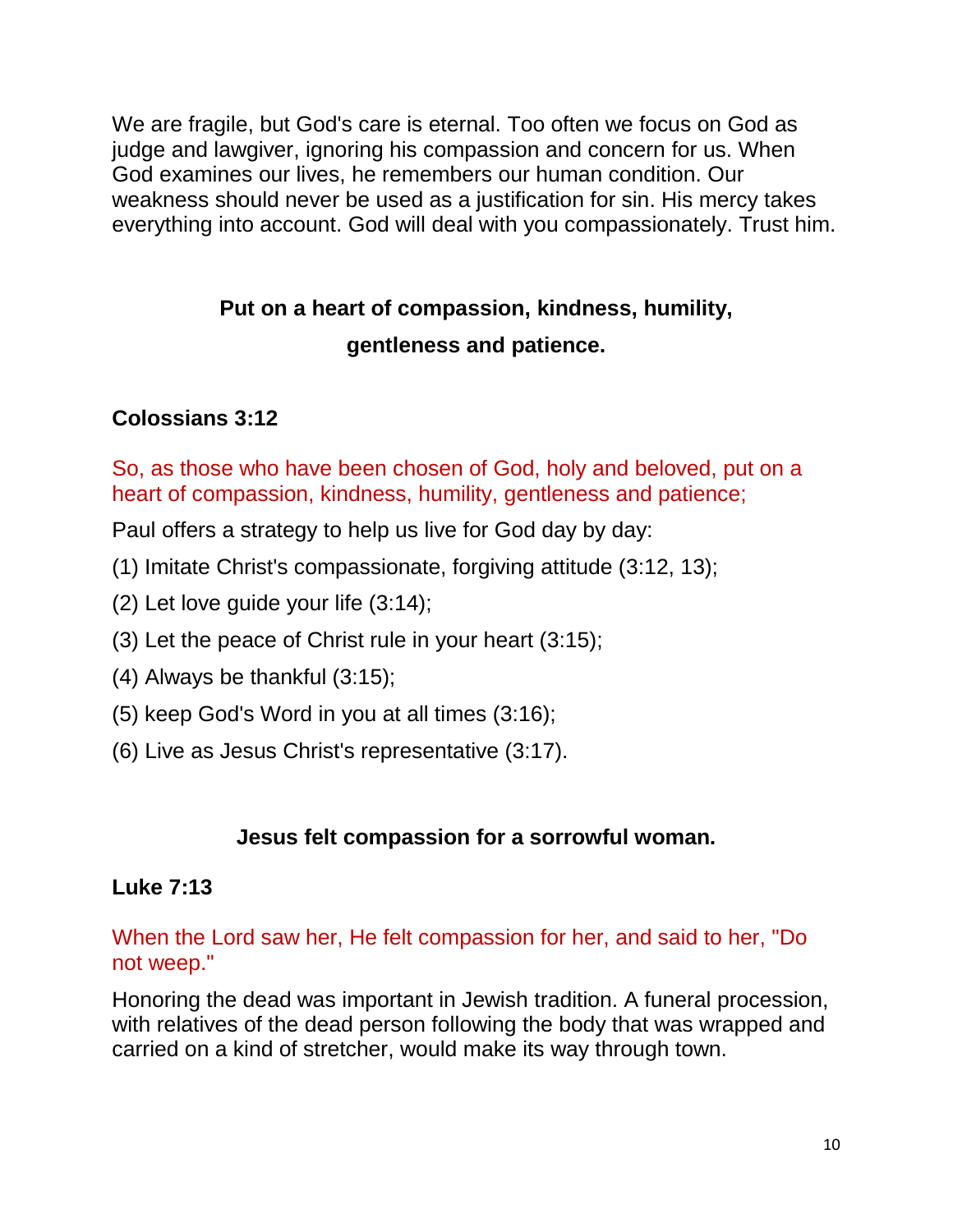We are fragile, but God's care is eternal. Too often we focus on God as judge and lawgiver, ignoring his compassion and concern for us. When God examines our lives, he remembers our human condition. Our weakness should never be used as a justification for sin. His mercy takes everything into account. God will deal with you compassionately. Trust him.

## Put on a heart of compassion, kindness, humility, gentleness and patience.

### Colossians 3:12

So, as those who have been chosen of God, holy and beloved, put on a heart of compassion, kindness, humility, gentleness and patience;

Paul offers a strategy to help us live for God day by day:

(1) Imitate Christ's compassionate, forgiving attitude (3:12, 13);

(2) Let love guide your life (3:14);

(3) Let the peace of Christ rule in your heart (3:15);

(4) Always be thankful (3:15);

(5) keep God's Word in you at all times (3:16);

(6) Live as Jesus Christ's representative (3:17).

## Jesus felt compassion for a sorrowful woman.

### Luke 7:13

When the Lord saw her, He felt compassion for her, and said to her, "Do not weep."

Honoring the dead was important in Jewish tradition. A funeral procession, with relatives of the dead person following the body that was wrapped and carried on a kind of stretcher, would make its way through town.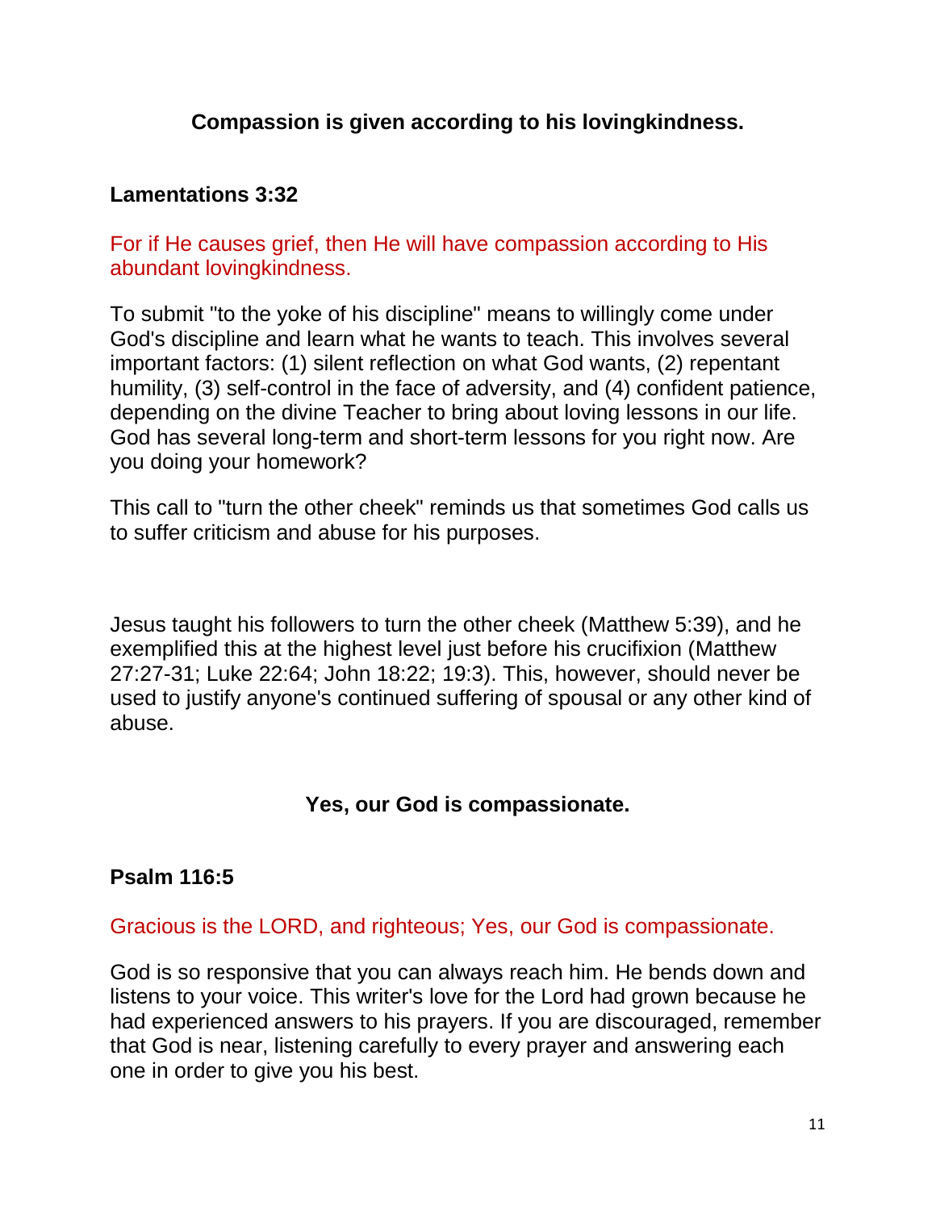**Compassion is given according to his lovingkindness.**

**Lamentations 3:32**

For if He causes grief, then He will have compassion according to His abundant lovingkindness.

To submit "to the yoke of his discipline" means to willingly come under God's discipline and learn what he wants to teach. This involves several important factors: (1) silent reflection on what God wants, (2) repentant humility, (3) self-control in the face of adversity, and (4) confident patience, depending on the divine Teacher to bring about loving lessons in our life. God has several long-term and short-term lessons for you right now. Are you doing your homework?

This call to "turn the other cheek" reminds us that sometimes God calls us to suffer criticism and abuse for his purposes.

Jesus taught his followers to turn the other cheek (Matthew 5:39), and he exemplified this at the highest level just before his crucifixion (Matthew 27:27-31; Luke 22:64; John 18:22; 19:3). This, however, should never be used to justify anyone's continued suffering of spousal or any other kind of abuse.

**Yes, our God is compassionate.**

**Psalm 116:5**

Gracious is the LORD, and righteous; Yes, our God is compassionate.

God is so responsive that you can always reach him. He bends down and listens to your voice. This writer's love for the Lord had grown because he had experienced answers to his prayers. If you are discouraged, remember that God is near, listening carefully to every prayer and answering each one in order to give you his best.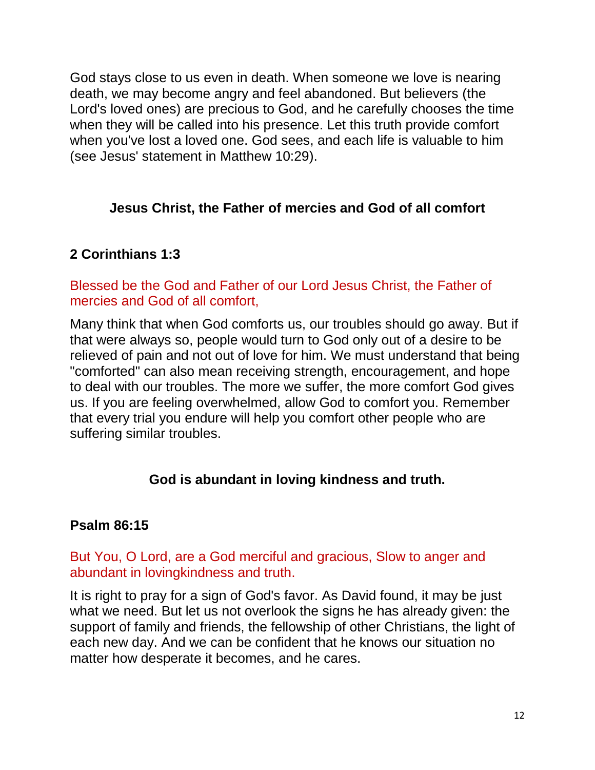God stays close to us even in death. When someone we love is nearing death, we may become angry and feel abandoned. But believers (the Lord's loved ones) are precious to God, and he carefully chooses the time when they will be called into his presence. Let this truth provide comfort when you've lost a loved one. God sees, and each life is valuable to him (see Jesus' statement in Matthew 10:29).

## Jesus Christ, the Father of mercies and God of all comfort

### 2 Corinthians 1:3

Blessed be the God and Father of our Lord Jesus Christ, the Father of mercies and God of all comfort,

Many think that when God comforts us, our troubles should go away. But if that were always so, people would turn to God only out of a desire to be relieved of pain and not out of love for him. We must understand that being "comforted" can also mean receiving strength, encouragement, and hope to deal with our troubles. The more we suffer, the more comfort God gives us. If you are feeling overwhelmed, allow God to comfort you. Remember that every trial you endure will help you comfort other people who are suffering similar troubles.

## God is abundant in loving kindness and truth.

### Psalm 86:15

But You, O Lord, are a God merciful and gracious, Slow to anger and abundant in lovingkindness and truth.

It is right to pray for a sign of God's favor. As David found, it may be just what we need. But let us not overlook the signs he has already given: the support of family and friends, the fellowship of other Christians, the light of each new day. And we can be confident that he knows our situation no matter how desperate it becomes, and he cares.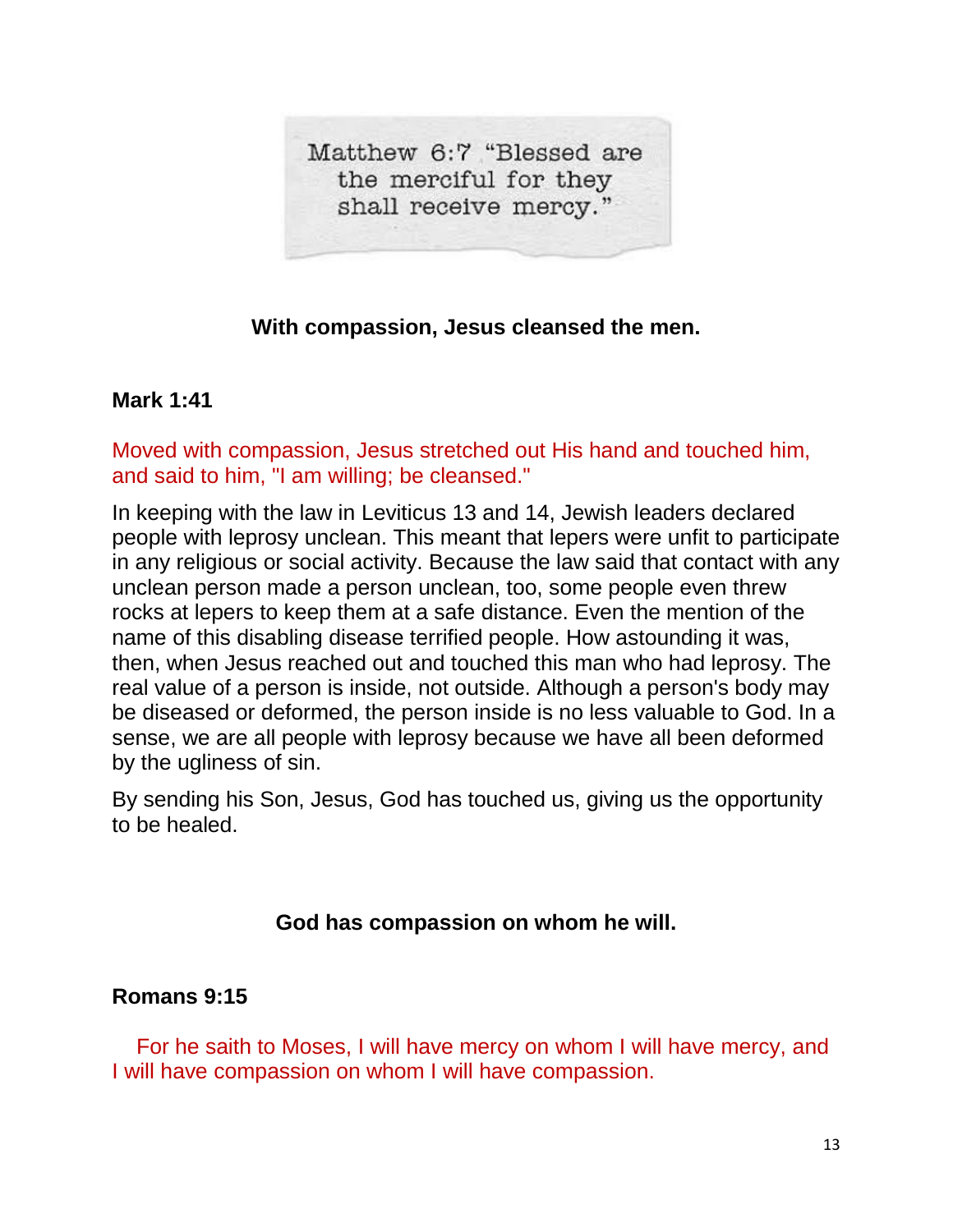Matthew 6:7 "Blessed are the merciful for they shall receive mercy."

**With compassion, Jesus cleansed the men.**

**Mark 1:41**

Moved with compassion, Jesus stretched out His hand and touched him, and said to him, "I am willing; be cleansed."

In keeping with the law in Leviticus 13 and 14, Jewish leaders declared people with leprosy unclean. This meant that lepers were unfit to participate in any religious or social activity. Because the law said that contact with any unclean person made a person unclean, too, some people even threw rocks at lepers to keep them at a safe distance. Even the mention of the name of this disabling disease terrified people. How astounding it was, then, when Jesus reached out and touched this man who had leprosy. The real value of a person is inside, not outside. Although a person's body may be diseased or deformed, the person inside is no less valuable to God. In a sense, we are all people with leprosy because we have all been deformed by the ugliness of sin.

By sending his Son, Jesus, God has touched us, giving us the opportunity to be healed.

**God has compassion on whom he will.**

**Romans 9:15**

For he saith to Moses, I will have mercy on whom I will have mercy, and I will have compassion on whom I will have compassion.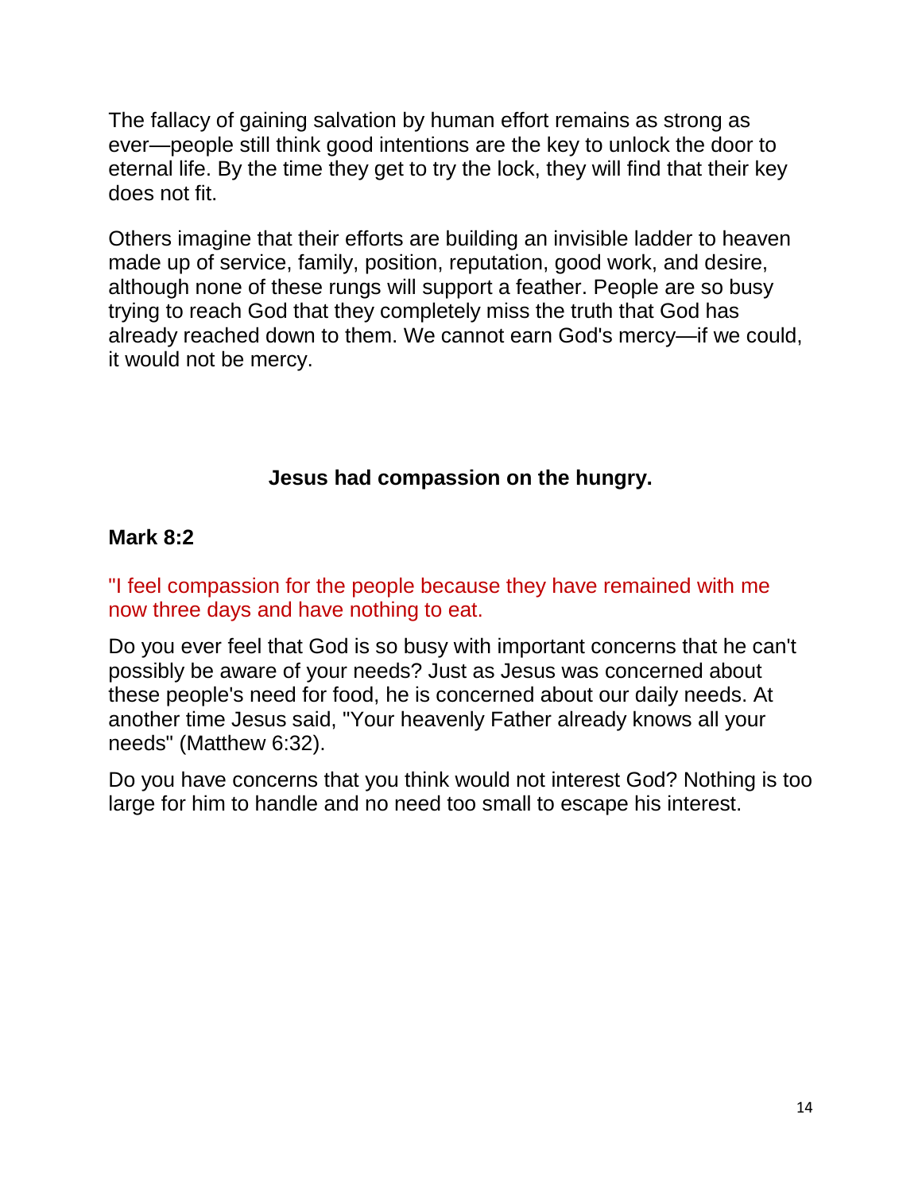The fallacy of gaining salvation by human effort remains as strong as ever—people still think good intentions are the key to unlock the door to eternal life. By the time they get to try the lock, they will find that their key does not fit.

Others imagine that their efforts are building an invisible ladder to heaven made up of service, family, position, reputation, good work, and desire, although none of these rungs will support a feather. People are so busy trying to reach God that they completely miss the truth that God has already reached down to them. We cannot earn God's mercy—if we could, it would not be mercy.

**Jesus had compassion on the hungry.**

**Mark 8:2**

"I feel compassion for the people because they have remained with me now three days and have nothing to eat.

Do you ever feel that God is so busy with important concerns that he can't possibly be aware of your needs? Just as Jesus was concerned about these people's need for food, he is concerned about our daily needs. At another time Jesus said, "Your heavenly Father already knows all your needs" (Matthew 6:32).

Do you have concerns that you think would not interest God? Nothing is too large for him to handle and no need too small to escape his interest.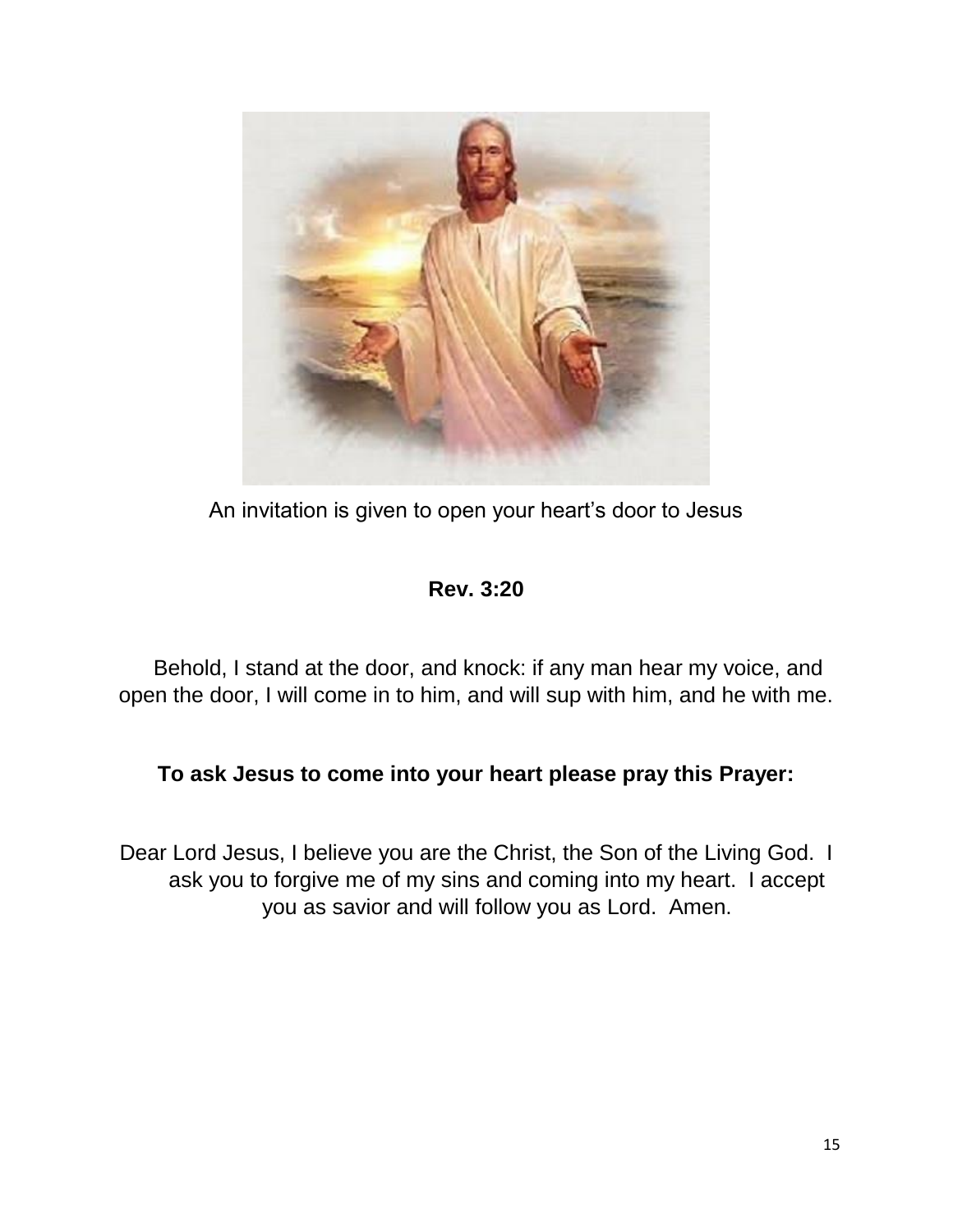An invitation is given to open your heart's door to Jesus

**Rev. 3:20**

Behold, I stand at the door, and knock: if any man hear my voice, and open the door, I will come in to him, and will sup with him, and he with me.

**To ask Jesus to come into your heart please pray this Prayer:**

Dear Lord Jesus, I believe you are the Christ, the Son of the Living God. I ask you to forgive me of my sins and coming into my heart. I accept you as savior and will follow you as Lord. Amen.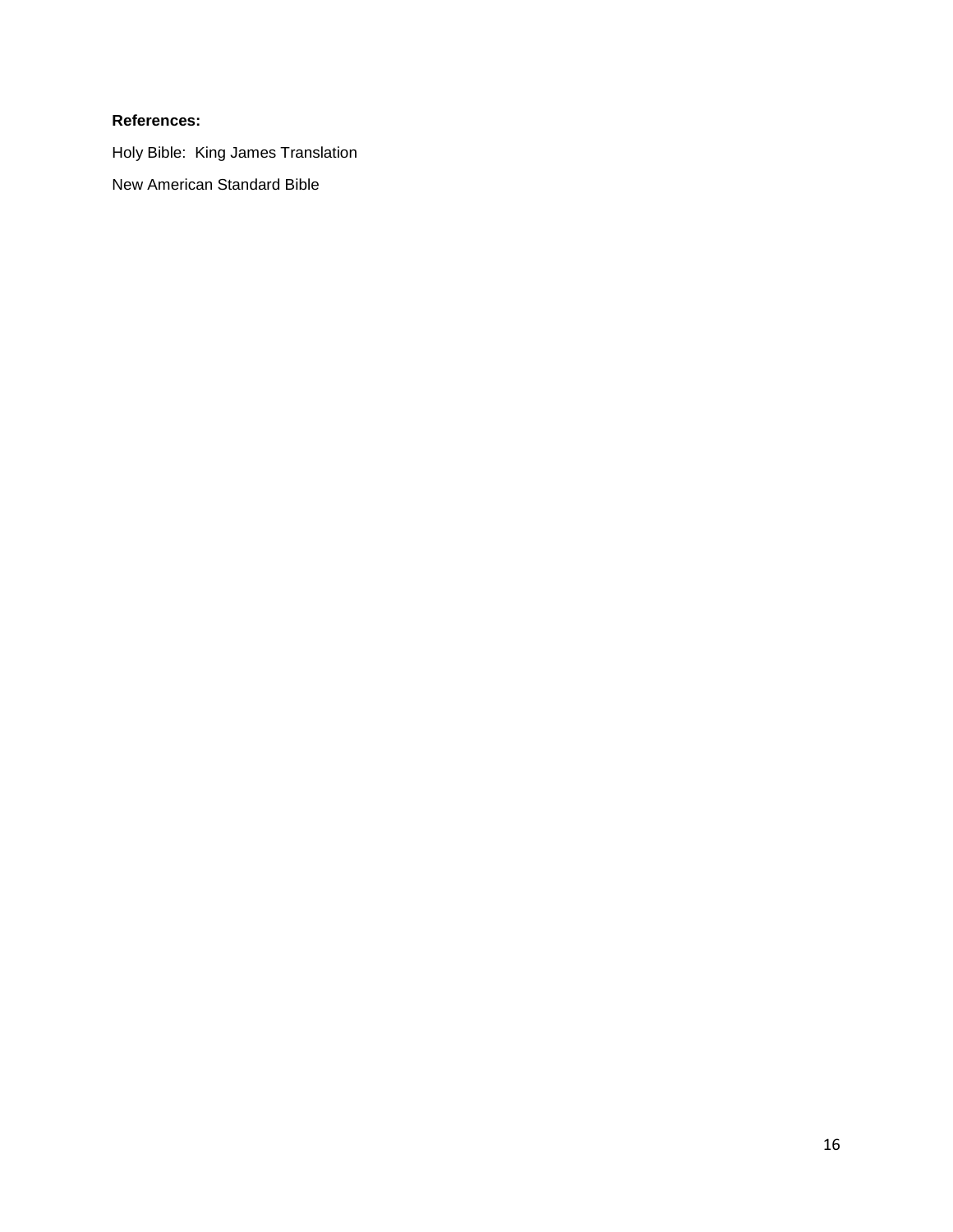**References:**

Holy Bible:  King James Translation

New American Standard Bible